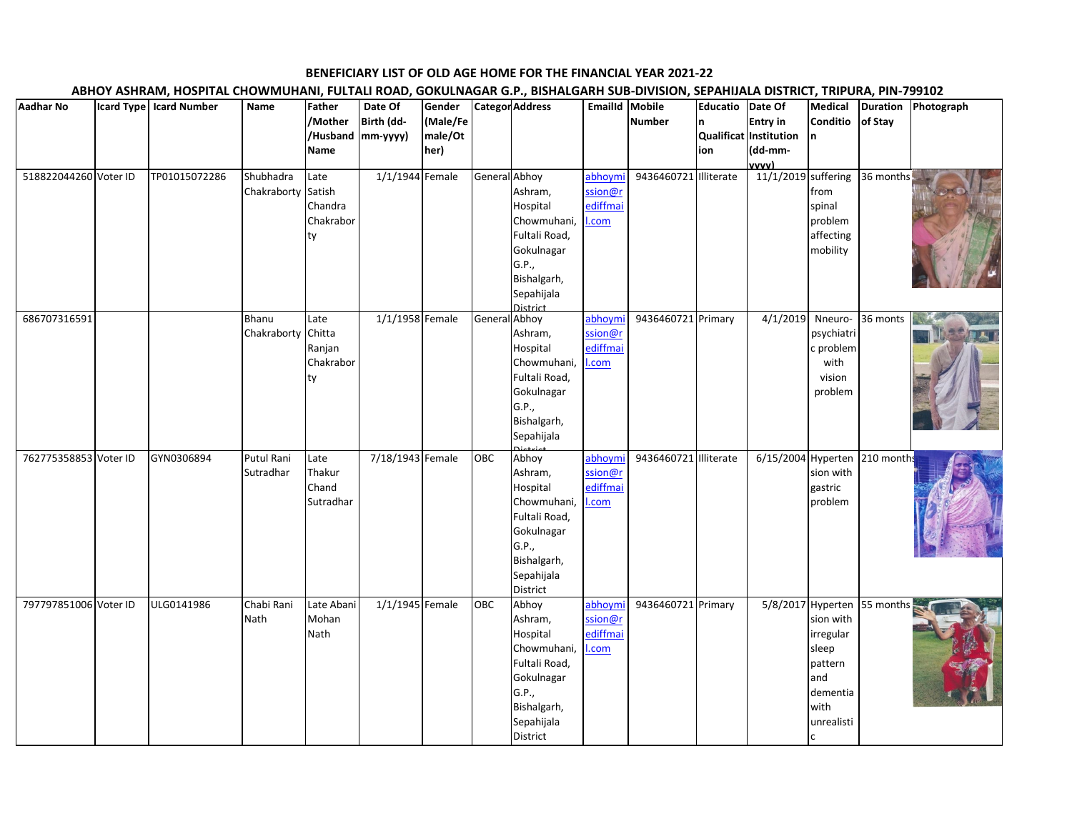# BENEFICIARY LIST OF OLD AGE HOME FOR THE FINANCIAL YEAR 2021-22

## ABHOY ASHRAM, HOSPITAL CHOWMUHANI, FULTALI ROAD, GOKULNAGAR G.P., BISHALGARH SUB-DIVISION, SEPAHIJALA DISTRICT, TRIPURA, PIN-799102

| Aadhar No | Icard Type | Icard Number | Name | Father /Mother /Husband Name | Date Of Birth (dd-mm-yyyy) | Gender (Male/Female/Other) | Category | Address | EmailId | Mobile Number | Education Qualification | Date Of Entry in Institution (dd-mm-yyyy) | Medical Condition | Duration of Stay | Photograph |
|---|---|---|---|---|---|---|---|---|---|---|---|---|---|---|---|
| 518822044260 | Voter ID | TP01015072286 | Shubhadra Chakraborty | Late Satish Chandra Chakraborty | 1/1/1944 | Female | General | Abhoy Ashram, Hospital Chowmuhani, Fultali Road, Gokulnagar G.P., Bishalgarh, Sepahijala District | abhoymission@rediffmail.com | 9436460721 | Illiterate | 11/1/2019 | suffering from spinal problem affecting mobility | 36 months | |
| 686707316591 | | | Bhanu Chakraborty | Late Chitta Ranjan Chakraborty | 1/1/1958 | Female | General | Abhoy Ashram, Hospital Chowmuhani, Fultali Road, Gokulnagar G.P., Bishalgarh, Sepahijala District | abhoymission@rediffmail.com | 9436460721 | Primary | 4/1/2019 | Nneuro-psychiatric problem with vision problem | 36 monts | |
| 762775358853 | Voter ID | GYN0306894 | Putul Rani Sutradhar | Late Thakur Chand Sutradhar | 7/18/1943 | Female | OBC | Abhoy Ashram, Hospital Chowmuhani, Fultali Road, Gokulnagar G.P., Bishalgarh, Sepahijala District | abhoymission@rediffmail.com | 9436460721 | Illiterate | 6/15/2004 | Hypertension with gastric problem | 210 months | |
| 797797851006 | Voter ID | ULG0141986 | Chabi Rani Nath | Late Abani Mohan Nath | 1/1/1945 | Female | OBC | Abhoy Ashram, Hospital Chowmuhani, Fultali Road, Gokulnagar G.P., Bishalgarh, Sepahijala District | abhoymission@rediffmail.com | 9436460721 | Primary | 5/8/2017 | Hypertension with irregular sleep pattern and dementia with unrealistic | 55 months | |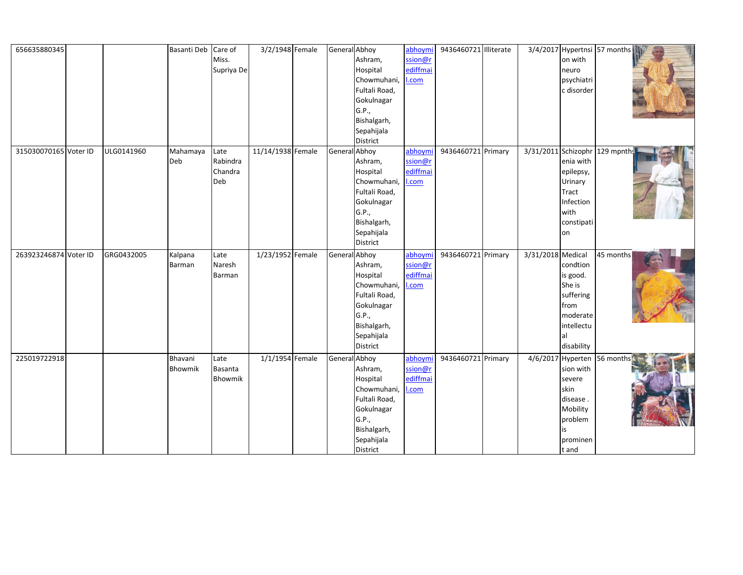| | | | | | | | | | | | | | | | |
|---|---|---|---|---|---|---|---|---|---|---|---|---|---|---|---|
| 656635880345 | | | Basanti Deb | Care of Miss. Supriya De | 3/2/1948 | Female | General | Abhoy Ashram, Hospital Chowmuhani, Fultali Road, Gokulnagar G.P., Bishalgarh, Sepahijala District | abhoymission@rediffmail.com | 9436460721 | Illiterate | 3/4/2017 | Hypertnsion with neuro psychiatric disorder | 57 months | |
| 315030070165 | Voter ID | ULG0141960 | Mahamaya Deb | Late Rabindra Chandra Deb | 11/14/1938 | Female | General | Abhoy Ashram, Hospital Chowmuhani, Fultali Road, Gokulnagar G.P., Bishalgarh, Sepahijala District | abhoymission@rediffmail.com | 9436460721 | Primary | 3/31/2011 | Schizophrenia with epilepsy, Urinary Tract Infection with constipation | 129 mpnths | |
| 263923246874 | Voter ID | GRG0432005 | Kalpana Barman | Late Naresh Barman | 1/23/1952 | Female | General | Abhoy Ashram, Hospital Chowmuhani, Fultali Road, Gokulnagar G.P., Bishalgarh, Sepahijala District | abhoymission@rediffmail.com | 9436460721 | Primary | 3/31/2018 | Medical condtion is good. She is suffering from moderate intellectual disability | 45 months | |
| 225019722918 | | | Bhavani Bhowmik | Late Basanta Bhowmik | 1/1/1954 | Female | General | Abhoy Ashram, Hospital Chowmuhani, Fultali Road, Gokulnagar G.P., Bishalgarh, Sepahijala District | abhoymission@rediffmail.com | 9436460721 | Primary | 4/6/2017 | Hypertension with severe skin disease . Mobility problem is prominent and | 56 months | |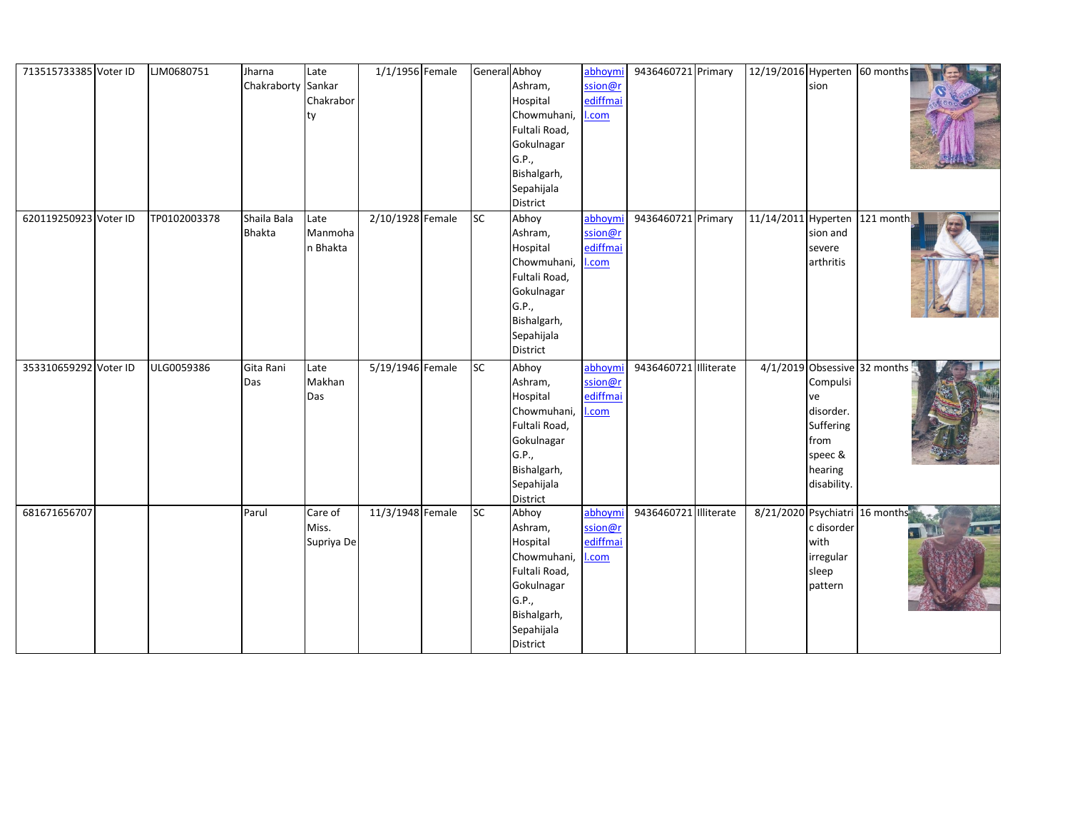| | | | | | | | | | | | | | | | |
|---|---|---|---|---|---|---|---|---|---|---|---|---|---|---|---|
| 713515733385 | Voter ID | LJM0680751 | Jharna Chakraborty | Late Sankar Chakraborty | 1/1/1956 | Female | General | Abhoy Ashram, Hospital Chowmuhani, Fultali Road, Gokulnagar G.P., Bishalgarh, Sepahijala District | abhoymission@rediffmail.com | 9436460721 | Primary | 12/19/2016 | Hypertension | 60 months | |
| 620119250923 | Voter ID | TP0102003378 | Shaila Bala Bhakta | Late Manmohan Bhakta | 2/10/1928 | Female | SC | Abhoy Ashram, Hospital Chowmuhani, Fultali Road, Gokulnagar G.P., Bishalgarh, Sepahijala District | abhoymission@rediffmail.com | 9436460721 | Primary | 11/14/2011 | Hypertension and severe arthritis | 121 month | |
| 353310659292 | Voter ID | ULG0059386 | Gita Rani Das | Late Makhan Das | 5/19/1946 | Female | SC | Abhoy Ashram, Hospital Chowmuhani, Fultali Road, Gokulnagar G.P., Bishalgarh, Sepahijala District | abhoymission@rediffmail.com | 9436460721 | Illiterate | 4/1/2019 | Obsessive Compulsive disorder. Suffering from speec & hearing disability. | 32 months | |
| 681671656707 | | | Parul | Care of Miss. Supriya De | 11/3/1948 | Female | SC | Abhoy Ashram, Hospital Chowmuhani, Fultali Road, Gokulnagar G.P., Bishalgarh, Sepahijala District | abhoymission@rediffmail.com | 9436460721 | Illiterate | 8/21/2020 | Psychiatric disorder with irregular sleep pattern | 16 months | |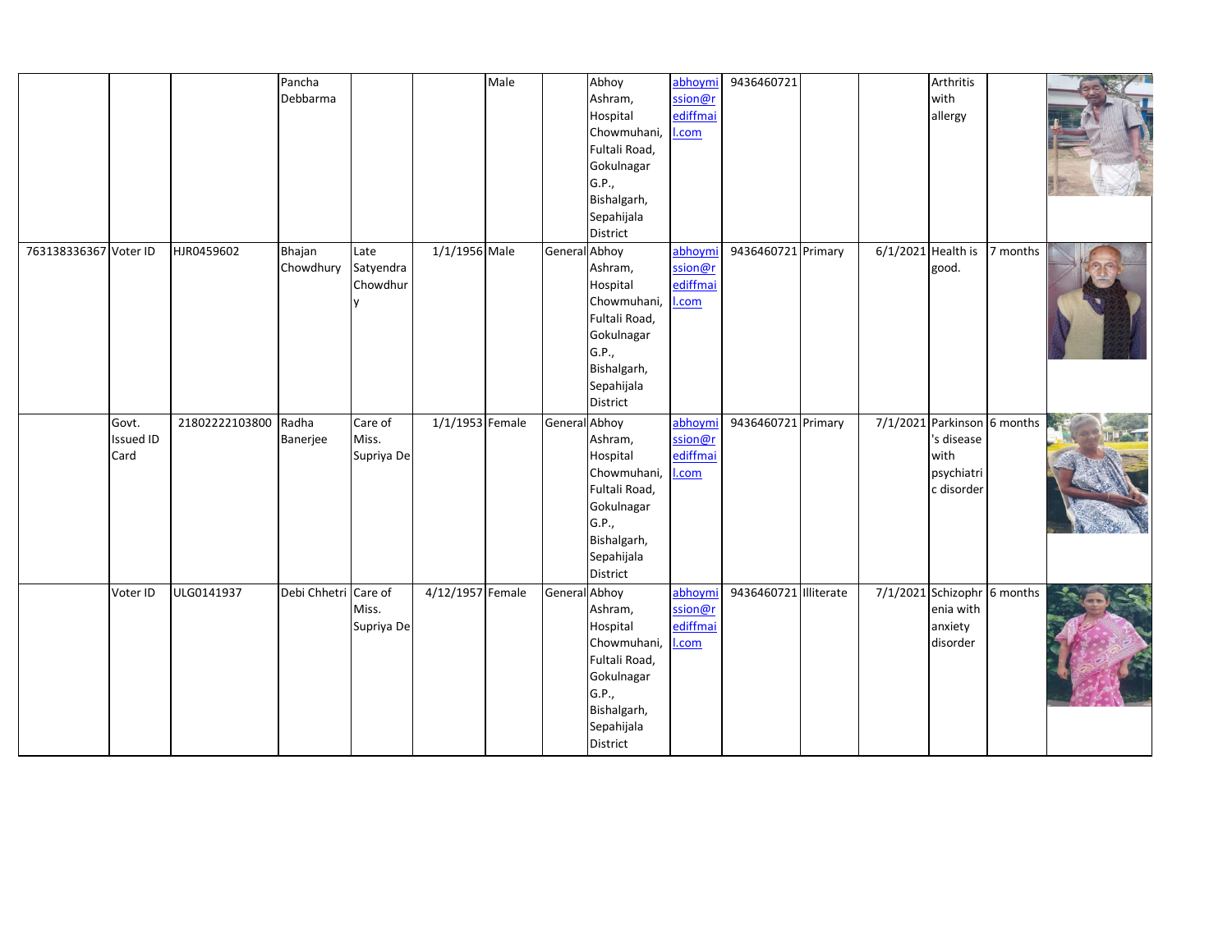| | | | | | | | | | | | | | | | | |
|---|---|---|---|---|---|---|---|---|---|---|---|---|---|---|---|---|
| | | | Pancha Debbarma | | | Male | | Abhoy Ashram, Hospital Chowmuhani, Fultali Road, Gokulnagar G.P., Bishalgarh, Sepahijala District | abhoymission@rediffmail.com | 9436460721 | | | Arthritis with allergy | | |
| 763138336367 | Voter ID | HJR0459602 | Bhajan Chowdhury | Late Satyendra Chowdhury | 1/1/1956 | Male | General | Abhoy Ashram, Hospital Chowmuhani, Fultali Road, Gokulnagar G.P., Bishalgarh, Sepahijala District | abhoymission@rediffmail.com | 9436460721 | Primary | 6/1/2021 | Health is good. | 7 months | |
| | Govt. Issued ID Card | 21802222103800 | Radha Banerjee | Care of Miss. Supriya De | 1/1/1953 | Female | General | Abhoy Ashram, Hospital Chowmuhani, Fultali Road, Gokulnagar G.P., Bishalgarh, Sepahijala District | abhoymission@rediffmail.com | 9436460721 | Primary | 7/1/2021 | Parkinson's disease with psychiatric disorder | 6 months | |
| | Voter ID | ULG0141937 | Debi Chhetri | Care of Miss. Supriya De | 4/12/1957 | Female | General | Abhoy Ashram, Hospital Chowmuhani, Fultali Road, Gokulnagar G.P., Bishalgarh, Sepahijala District | abhoymission@rediffmail.com | 9436460721 | Illiterate | 7/1/2021 | Schizophrenia with anxiety disorder | 6 months | |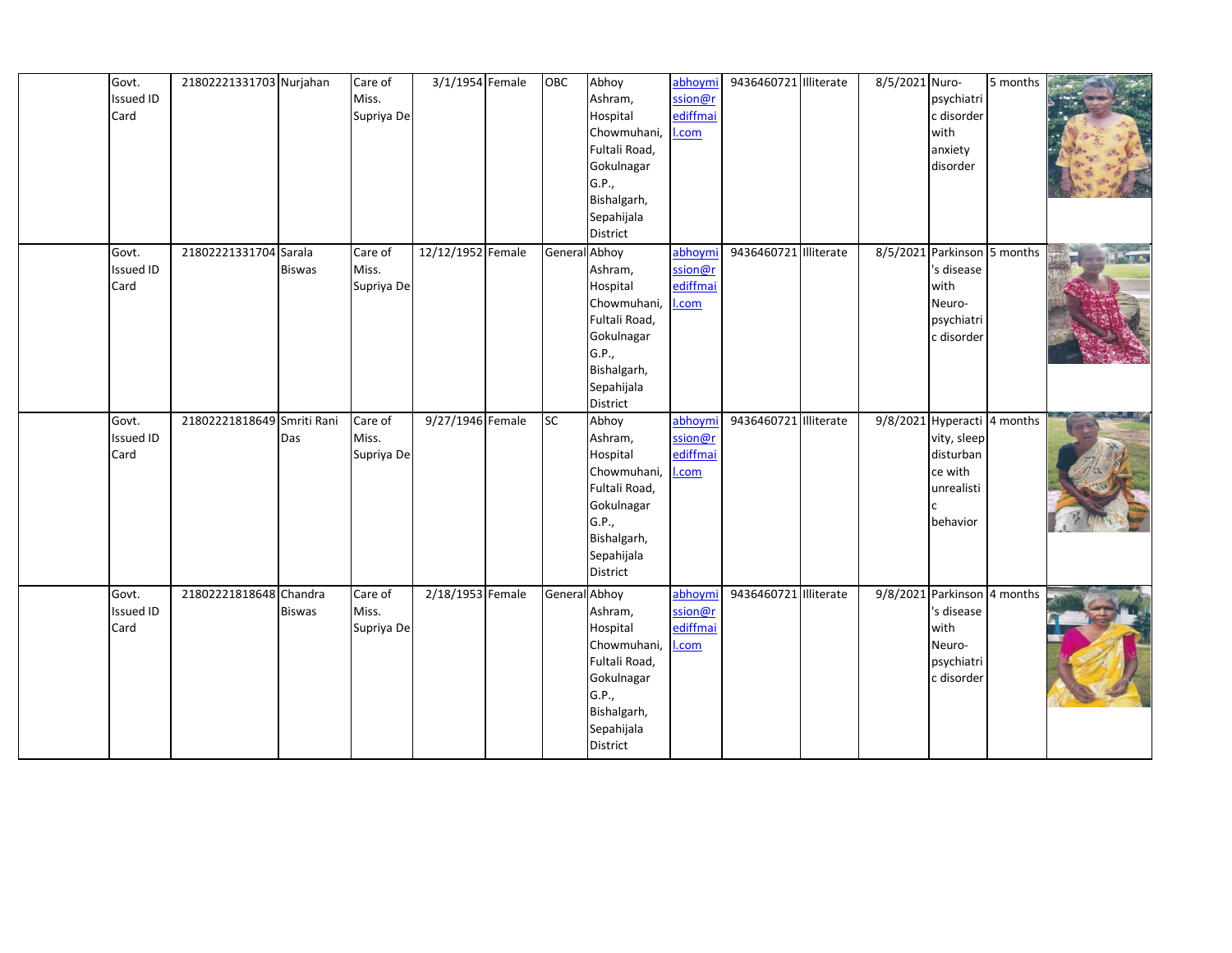| | | | | | | | | | | | | | | | |
|---|---|---|---|---|---|---|---|---|---|---|---|---|---|---|---|
| | Govt. Issued ID Card | 21802221331703 | Nurjahan | Care of Miss. Supriya De | 3/1/1954 | Female | OBC | Abhoy Ashram, Hospital Chowmuhani, Fultali Road, Gokulnagar G.P., Bishalgarh, Sepahijala District | abhoymission@rediffmail.com | 9436460721 | Illiterate | 8/5/2021 | Nuro-psychiatric disorder with anxiety disorder | 5 months | |
| | Govt. Issued ID Card | 21802221331704 | Sarala Biswas | Care of Miss. Supriya De | 12/12/1952 | Female | General | Abhoy Ashram, Hospital Chowmuhani, Fultali Road, Gokulnagar G.P., Bishalgarh, Sepahijala District | abhoymission@rediffmail.com | 9436460721 | Illiterate | 8/5/2021 | Parkinson's disease with Neuro-psychiatric disorder | 5 months | |
| | Govt. Issued ID Card | 21802221818649 | Smriti Rani Das | Care of Miss. Supriya De | 9/27/1946 | Female | SC | Abhoy Ashram, Hospital Chowmuhani, Fultali Road, Gokulnagar G.P., Bishalgarh, Sepahijala District | abhoymission@rediffmail.com | 9436460721 | Illiterate | 9/8/2021 | Hyperactivity, sleep disturbance with unrealistic behavior | 4 months | |
| | Govt. Issued ID Card | 21802221818648 | Chandra Biswas | Care of Miss. Supriya De | 2/18/1953 | Female | General | Abhoy Ashram, Hospital Chowmuhani, Fultali Road, Gokulnagar G.P., Bishalgarh, Sepahijala District | abhoymission@rediffmail.com | 9436460721 | Illiterate | 9/8/2021 | Parkinson's disease with Neuro-psychiatric disorder | 4 months | |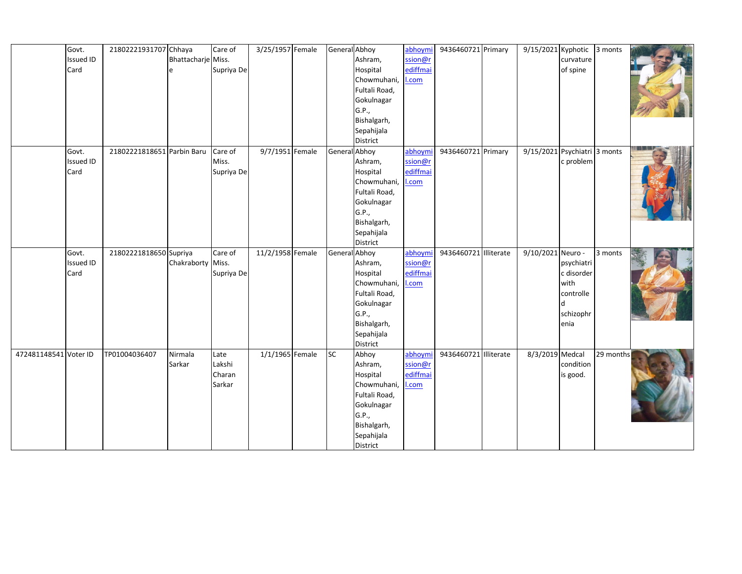|  |  |  |  |  |  |  |  |  |  |  |  |  |  |  |  |
|---|---|---|---|---|---|---|---|---|---|---|---|---|---|---|---|
|  | Govt. Issued ID Card | 21802221931707 | Chhaya Bhattacharje | Care of Miss. Supriya De | 3/25/1957 | Female | General | Abhoy Ashram, Hospital Chowmuhani, Fultali Road, Gokulnagar G.P., Bishalgarh, Sepahijala District | abhoymission@rediffmail.com | 9436460721 | Primary | 9/15/2021 | Kyphotic curvature of spine | 3 monts |  |
|  | Govt. Issued ID Card | 21802221818651 | Parbin Baru | Care of Miss. Supriya De | 9/7/1951 | Female | General | Abhoy Ashram, Hospital Chowmuhani, Fultali Road, Gokulnagar G.P., Bishalgarh, Sepahijala District | abhoymission@rediffmail.com | 9436460721 | Primary | 9/15/2021 | Psychiatric problem | 3 monts |  |
|  | Govt. Issued ID Card | 21802221818650 | Supriya Chakraborty | Care of Miss. Supriya De | 11/2/1958 | Female | General | Abhoy Ashram, Hospital Chowmuhani, Fultali Road, Gokulnagar G.P., Bishalgarh, Sepahijala District | abhoymission@rediffmail.com | 9436460721 | Illiterate | 9/10/2021 | Neuro - psychiatric disorder with controlled schizophrenia | 3 monts |  |
| 472481148541 | Voter ID | TP01004036407 | Nirmala Sarkar | Late Lakshi Charan Sarkar | 1/1/1965 | Female | SC | Abhoy Ashram, Hospital Chowmuhani, Fultali Road, Gokulnagar G.P., Bishalgarh, Sepahijala District | abhoymission@rediffmail.com | 9436460721 | Illiterate | 8/3/2019 | Medcal condition is good. | 29 months |  |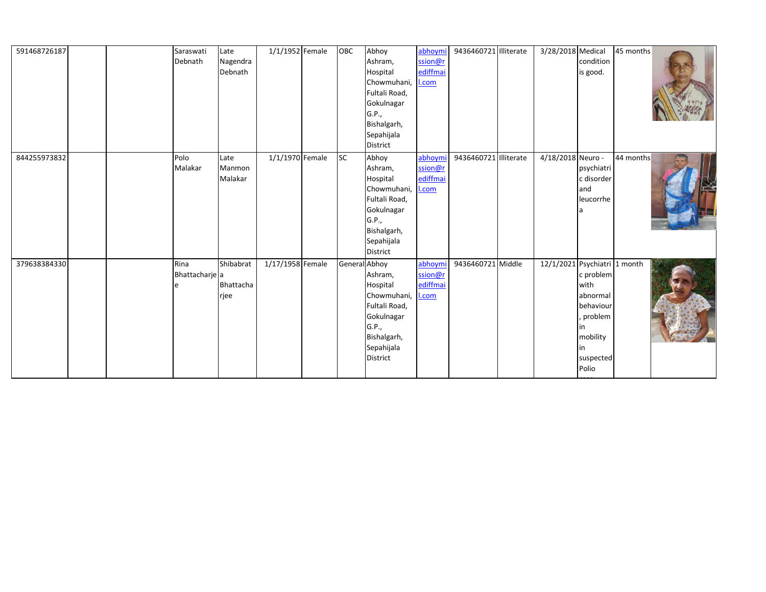| | | | | | | | | | | | | | | | |
|---|---|---|---|---|---|---|---|---|---|---|---|---|---|---|---|
| 591468726187 | | | Saraswati Debnath | Late Nagendra Debnath | 1/1/1952 | Female | OBC | Abhoy Ashram, Hospital Chowmuhani, Fultali Road, Gokulnagar G.P., Bishalgarh, Sepahijala District | abhoymission@rediffmail.com | 9436460721 | Illiterate | 3/28/2018 | Medical condition is good. | 45 months | |
| 844255973832 | | | Polo Malakar | Late Manmon Malakar | 1/1/1970 | Female | SC | Abhoy Ashram, Hospital Chowmuhani, Fultali Road, Gokulnagar G.P., Bishalgarh, Sepahijala District | abhoymission@rediffmail.com | 9436460721 | Illiterate | 4/18/2018 | Neuro - psychiatric disorder and leucorrhea | 44 months | |
| 379638384330 | | | Rina Bhattacharjee | Shibabrata Bhattacharjee | 1/17/1958 | Female | General | Abhoy Ashram, Hospital Chowmuhani, Fultali Road, Gokulnagar G.P., Bishalgarh, Sepahijala District | abhoymission@rediffmail.com | 9436460721 | Middle | 12/1/2021 | Psychiatric problem with abnormal behaviour, problem in mobility in suspected Polio | 1 month | |